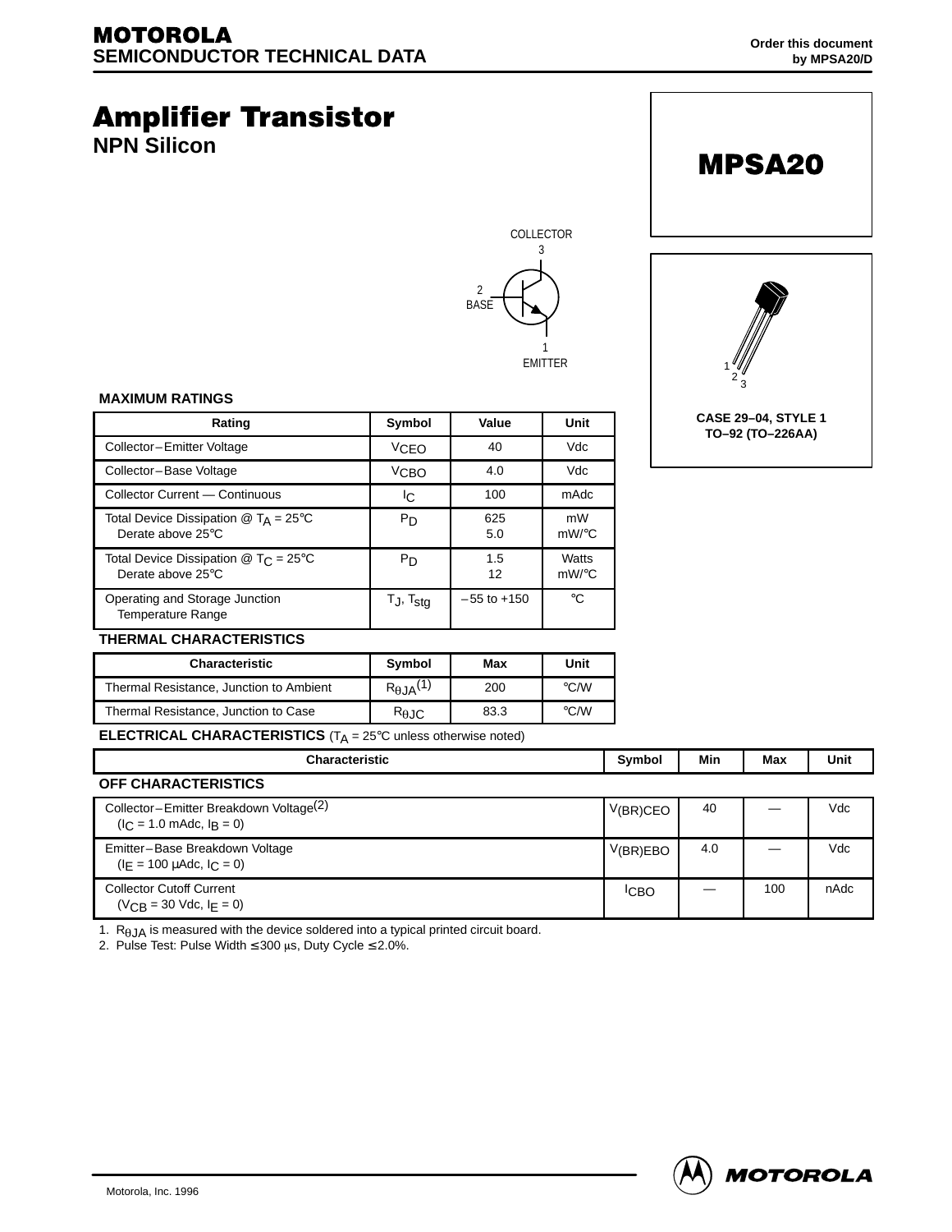**MOTOROLA**
**SEMICONDUCTOR TECHNICAL DATA**

Order this document
by MPSA20/D

# Amplifier Transistor

## NPN Silicon

**MPSA20**

COLLECTOR 3

2 BASE

1 EMITTER

CASE 29–04, STYLE 1
TO–92 (TO–226AA)

### MAXIMUM RATINGS

| Rating | Symbol | Value | Unit |
|---|---|---|---|
| Collector–Emitter Voltage | $V_{CEO}$ | 40 | Vdc |
| Collector–Base Voltage | $V_{CBO}$ | 4.0 | Vdc |
| Collector Current — Continuous | $I_C$ | 100 | mAdc |
| Total Device Dissipation @ $T_A$ = 25°C<br>Derate above 25°C | $P_D$ | 625<br>5.0 | mW<br>mW/°C |
| Total Device Dissipation @ $T_C$ = 25°C<br>Derate above 25°C | $P_D$ | 1.5<br>12 | Watts<br>mW/°C |
| Operating and Storage Junction Temperature Range | $T_J$, $T_{stg}$ | –55 to +150 | °C |

### THERMAL CHARACTERISTICS

| Characteristic | Symbol | Max | Unit |
|---|---|---|---|
| Thermal Resistance, Junction to Ambient | $R_{\theta JA}$(1) | 200 | °C/W |
| Thermal Resistance, Junction to Case | $R_{\theta JC}$ | 83.3 | °C/W |

### ELECTRICAL CHARACTERISTICS ($T_A$ = 25°C unless otherwise noted)

| Characteristic | Symbol | Min | Max | Unit |
|---|---|---|---|---|
| **OFF CHARACTERISTICS** | | | | |
| Collector–Emitter Breakdown Voltage(2)<br>($I_C$ = 1.0 mAdc, $I_B$ = 0) | $V_{(BR)CEO}$ | 40 | — | Vdc |
| Emitter–Base Breakdown Voltage<br>($I_E$ = 100 μAdc, $I_C$ = 0) | $V_{(BR)EBO}$ | 4.0 | — | Vdc |
| Collector Cutoff Current<br>($V_{CB}$ = 30 Vdc, $I_E$ = 0) | $I_{CBO}$ | — | 100 | nAdc |

1. $R_{\theta JA}$ is measured with the device soldered into a typical printed circuit board.
2. Pulse Test: Pulse Width ≤ 300 μs, Duty Cycle ≤ 2.0%.

Motorola, Inc. 1996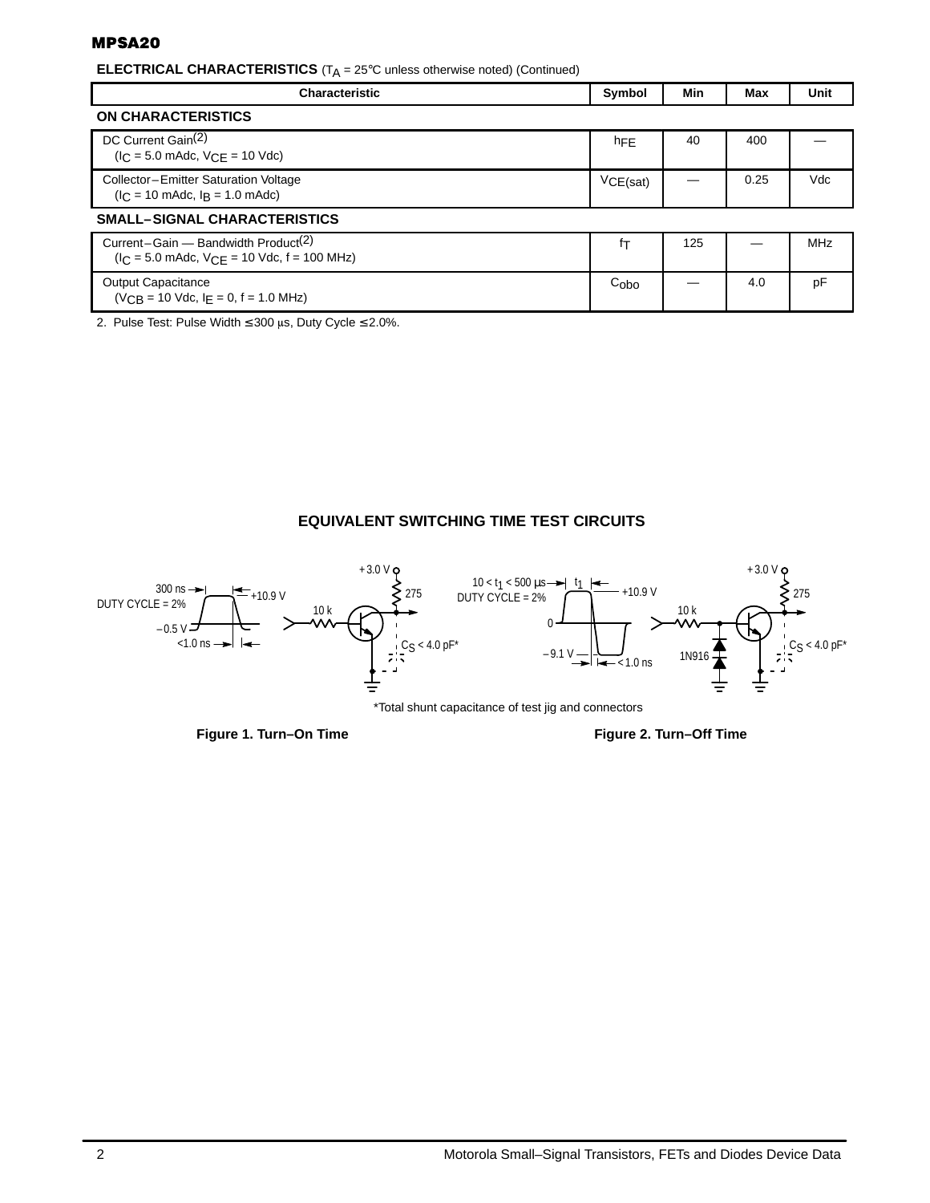**ELECTRICAL CHARACTERISTICS** ($T_A$ = 25°C unless otherwise noted) (Continued)

| Characteristic | Symbol | Min | Max | Unit |
|---|---|---|---|---|
| **ON CHARACTERISTICS** | | | | |
| DC Current Gain(2) ($I_C$ = 5.0 mAdc, $V_{CE}$ = 10 Vdc) | $h_{FE}$ | 40 | 400 | — |
| Collector–Emitter Saturation Voltage ($I_C$ = 10 mAdc, $I_B$ = 1.0 mAdc) | $V_{CE(sat)}$ | — | 0.25 | Vdc |
| **SMALL–SIGNAL CHARACTERISTICS** | | | | |
| Current–Gain — Bandwidth Product(2) ($I_C$ = 5.0 mAdc, $V_{CE}$ = 10 Vdc, f = 100 MHz) | $f_T$ | 125 | — | MHz |
| Output Capacitance ($V_{CB}$ = 10 Vdc, $I_E$ = 0, f = 1.0 MHz) | $C_{obo}$ | — | 4.0 | pF |

2. Pulse Test: Pulse Width ≤ 300 μs, Duty Cycle ≤ 2.0%.

## EQUIVALENT SWITCHING TIME TEST CIRCUITS

300 ns, DUTY CYCLE = 2%, +10.9 V, –0.5 V, <1.0 ns, 10 k, +3.0 V, 275, $C_S$ < 4.0 pF*

10 < $t_1$ < 500 μs, $t_1$, DUTY CYCLE = 2%, +10.9 V, 0, –9.1 V, < 1.0 ns, 10 k, 1N916, +3.0 V, 275, $C_S$ < 4.0 pF*

*Total shunt capacitance of test jig and connectors

**Figure 1. Turn–On Time**

**Figure 2. Turn–Off Time**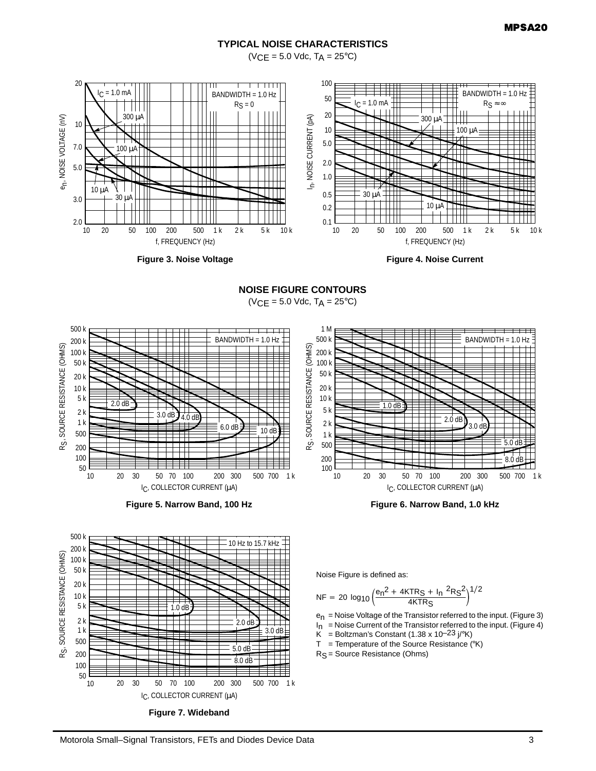## TYPICAL NOISE CHARACTERISTICS

($V_{CE}$ = 5.0 Vdc, $T_A$ = 25°C)

Figure 3. Noise Voltage

Figure 4. Noise Current

## NOISE FIGURE CONTOURS

($V_{CE}$ = 5.0 Vdc, $T_A$ = 25°C)

Figure 5. Narrow Band, 100 Hz

Figure 6. Narrow Band, 1.0 kHz

Figure 7. Wideband

Noise Figure is defined as:

$$NF = 20 \log_{10} \left( \frac{e_n^2 + 4KTR_S + I_n^{\ 2} R_S^{\ 2}}{4KTR_S} \right)^{1/2}$$

$e_n$ = Noise Voltage of the Transistor referred to the input. (Figure 3)
$I_n$ = Noise Current of the Transistor referred to the input. (Figure 4)
K = Boltzman's Constant (1.38 x $10^{-23}$ j/°K)
T = Temperature of the Source Resistance (°K)
$R_S$ = Source Resistance (Ohms)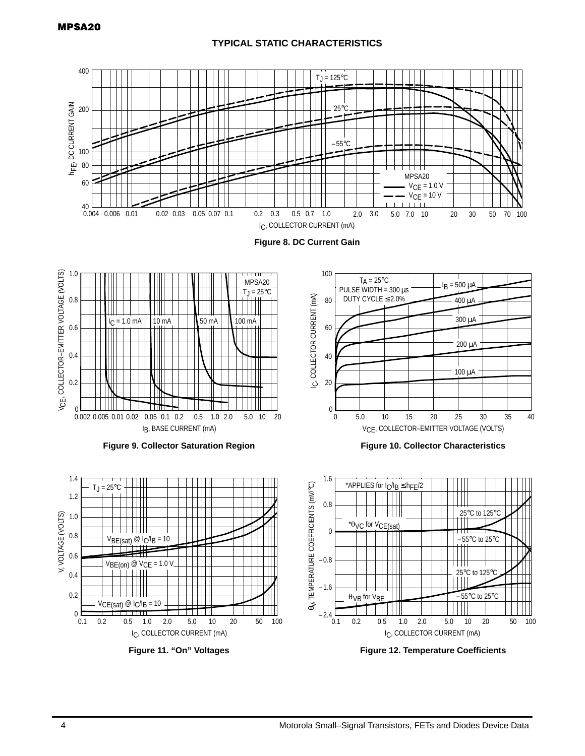## TYPICAL STATIC CHARACTERISTICS

Figure 8. DC Current Gain

Figure 9. Collector Saturation Region

Figure 10. Collector Characteristics

Figure 11. “On” Voltages

Figure 12. Temperature Coefficients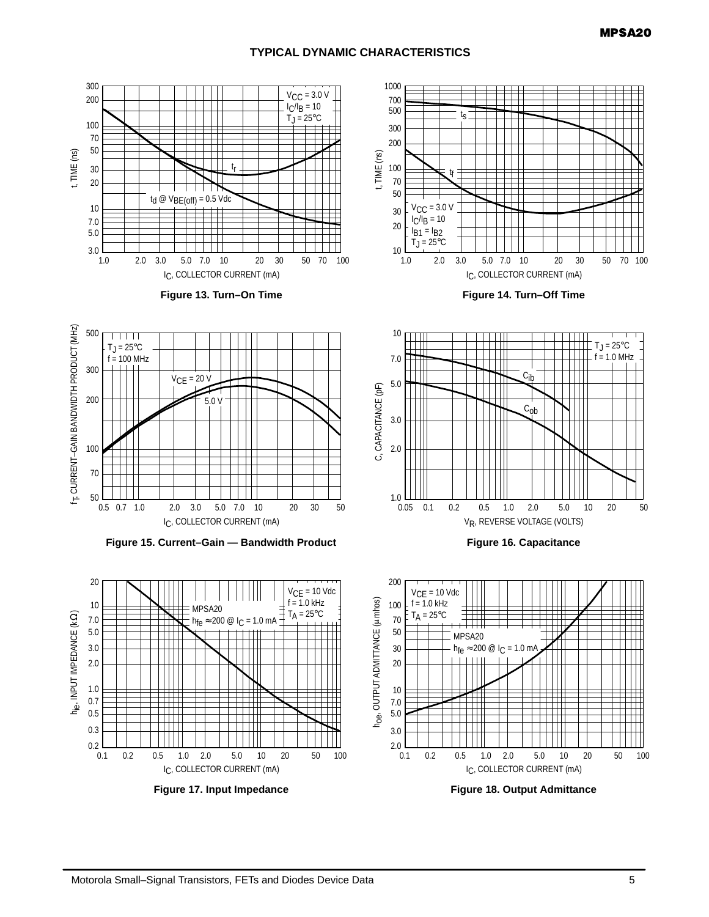## TYPICAL DYNAMIC CHARACTERISTICS

Figure 13. Turn–On Time

Figure 14. Turn–Off Time

Figure 15. Current–Gain — Bandwidth Product

Figure 16. Capacitance

Figure 17. Input Impedance

Figure 18. Output Admittance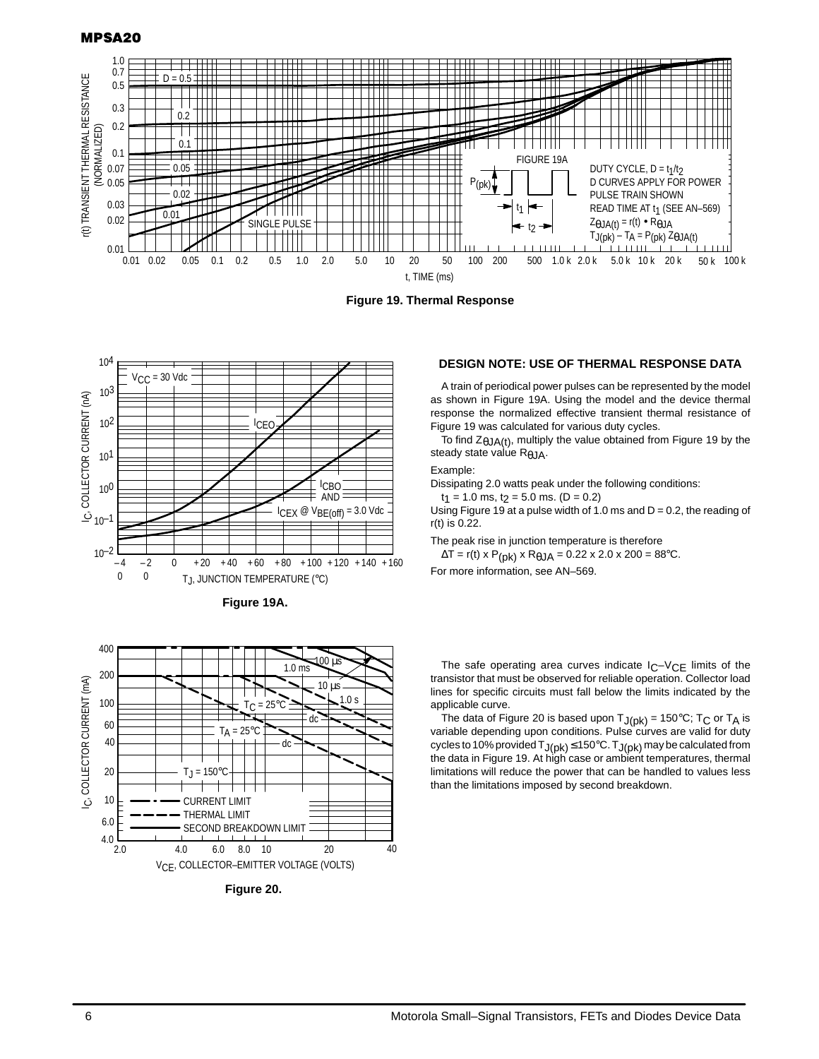Figure 19. Thermal Response

Figure 19A.

Figure 20.

### DESIGN NOTE: USE OF THERMAL RESPONSE DATA

A train of periodical power pulses can be represented by the model as shown in Figure 19A. Using the model and the device thermal response the normalized effective transient thermal resistance of Figure 19 was calculated for various duty cycles.

To find $Z_{\theta JA(t)}$, multiply the value obtained from Figure 19 by the steady state value $R_{\theta JA}$.

Example:

Dissipating 2.0 watts peak under the following conditions:

$t_1$ = 1.0 ms, $t_2$ = 5.0 ms. (D = 0.2)

Using Figure 19 at a pulse width of 1.0 ms and D = 0.2, the reading of r(t) is 0.22.

The peak rise in junction temperature is therefore

$\Delta T = r(t) \times P_{(pk)} \times R_{\theta JA} = 0.22 \times 2.0 \times 200 = 88°C.$

For more information, see AN–569.

The safe operating area curves indicate $I_C$–$V_{CE}$ limits of the transistor that must be observed for reliable operation. Collector load lines for specific circuits must fall below the limits indicated by the applicable curve.

The data of Figure 20 is based upon $T_{J(pk)}$ = 150°C; $T_C$ or $T_A$ is variable depending upon conditions. Pulse curves are valid for duty cycles to 10% provided $T_{J(pk)} \leq 150°C$. $T_{J(pk)}$ may be calculated from the data in Figure 19. At high case or ambient temperatures, thermal limitations will reduce the power that can be handled to values less than the limitations imposed by second breakdown.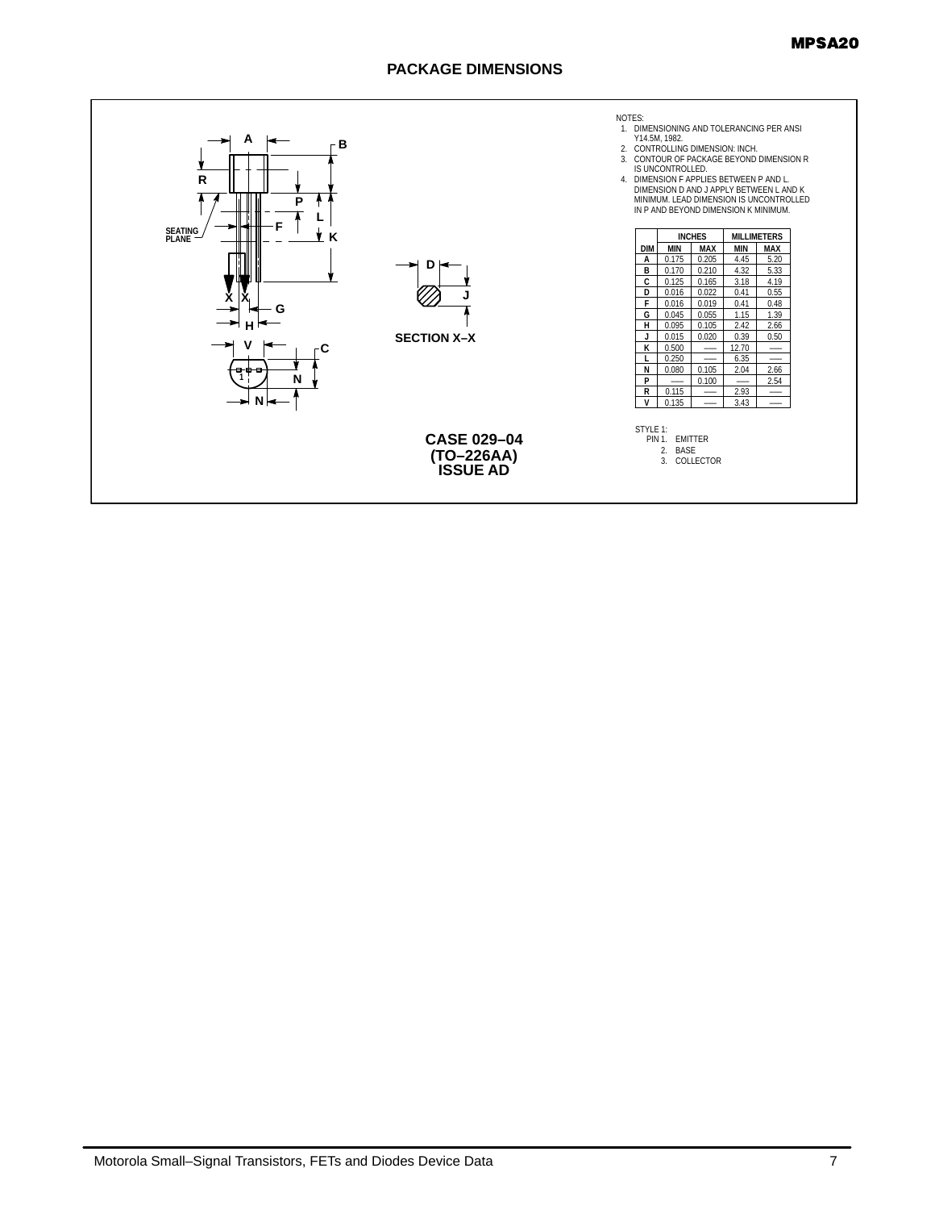## PACKAGE DIMENSIONS

SECTION X–X

NOTES:
1. DIMENSIONING AND TOLERANCING PER ANSI Y14.5M, 1982.
2. CONTROLLING DIMENSION: INCH.
3. CONTOUR OF PACKAGE BEYOND DIMENSION R IS UNCONTROLLED.
4. DIMENSION F APPLIES BETWEEN P AND L. DIMENSION D AND J APPLY BETWEEN L AND K MINIMUM. LEAD DIMENSION IS UNCONTROLLED IN P AND BEYOND DIMENSION K MINIMUM.

| DIM | INCHES | | MILLIMETERS | |
|---|---|---|---|---|
| | MIN | MAX | MIN | MAX |
| A | 0.175 | 0.205 | 4.45 | 5.20 |
| B | 0.170 | 0.210 | 4.32 | 5.33 |
| C | 0.125 | 0.165 | 3.18 | 4.19 |
| D | 0.016 | 0.022 | 0.41 | 0.55 |
| F | 0.016 | 0.019 | 0.41 | 0.48 |
| G | 0.045 | 0.055 | 1.15 | 1.39 |
| H | 0.095 | 0.105 | 2.42 | 2.66 |
| J | 0.015 | 0.020 | 0.39 | 0.50 |
| K | 0.500 | —— | 12.70 | —— |
| L | 0.250 | —— | 6.35 | —— |
| N | 0.080 | 0.105 | 2.04 | 2.66 |
| P | —— | 0.100 | —— | 2.54 |
| R | 0.115 | —— | 2.93 | —— |
| V | 0.135 | —— | 3.43 | —— |

STYLE 1:
PIN 1. EMITTER
2. BASE
3. COLLECTOR

**CASE 029–04**
**(TO–226AA)**
**ISSUE AD**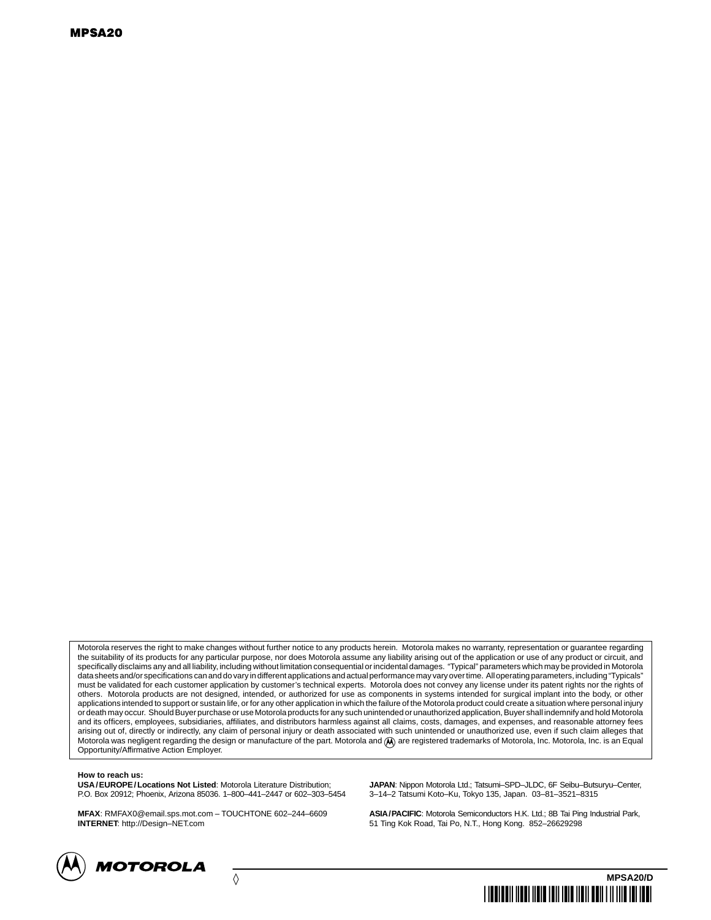Motorola reserves the right to make changes without further notice to any products herein. Motorola makes no warranty, representation or guarantee regarding the suitability of its products for any particular purpose, nor does Motorola assume any liability arising out of the application or use of any product or circuit, and specifically disclaims any and all liability, including without limitation consequential or incidental damages. "Typical" parameters which may be provided in Motorola data sheets and/or specifications can and do vary in different applications and actual performance may vary over time. All operating parameters, including "Typicals" must be validated for each customer application by customer's technical experts. Motorola does not convey any license under its patent rights nor the rights of others. Motorola products are not designed, intended, or authorized for use as components in systems intended for surgical implant into the body, or other applications intended to support or sustain life, or for any other application in which the failure of the Motorola product could create a situation where personal injury or death may occur. Should Buyer purchase or use Motorola products for any such unintended or unauthorized application, Buyer shall indemnify and hold Motorola and its officers, employees, subsidiaries, affiliates, and distributors harmless against all claims, costs, damages, and expenses, and reasonable attorney fees arising out of, directly or indirectly, any claim of personal injury or death associated with such unintended or unauthorized use, even if such claim alleges that Motorola was negligent regarding the design or manufacture of the part. Motorola and Ⓜ are registered trademarks of Motorola, Inc. Motorola, Inc. is an Equal Opportunity/Affirmative Action Employer.

**How to reach us:**
**USA / EUROPE / Locations Not Listed**: Motorola Literature Distribution; P.O. Box 20912; Phoenix, Arizona 85036. 1–800–441–2447 or 602–303–5454

**MFAX**: RMFAX0@email.sps.mot.com – TOUCHTONE 602–244–6609
**INTERNET**: http://Design–NET.com

**JAPAN**: Nippon Motorola Ltd.; Tatsumi–SPD–JLDC, 6F Seibu–Butsuryu–Center, 3–14–2 Tatsumi Koto–Ku, Tokyo 135, Japan. 03–81–3521–8315

**ASIA / PACIFIC**: Motorola Semiconductors H.K. Ltd.; 8B Tai Ping Industrial Park, 51 Ting Kok Road, Tai Po, N.T., Hong Kong. 852–26629298

**MOTOROLA**

◊

**MPSA20/D**